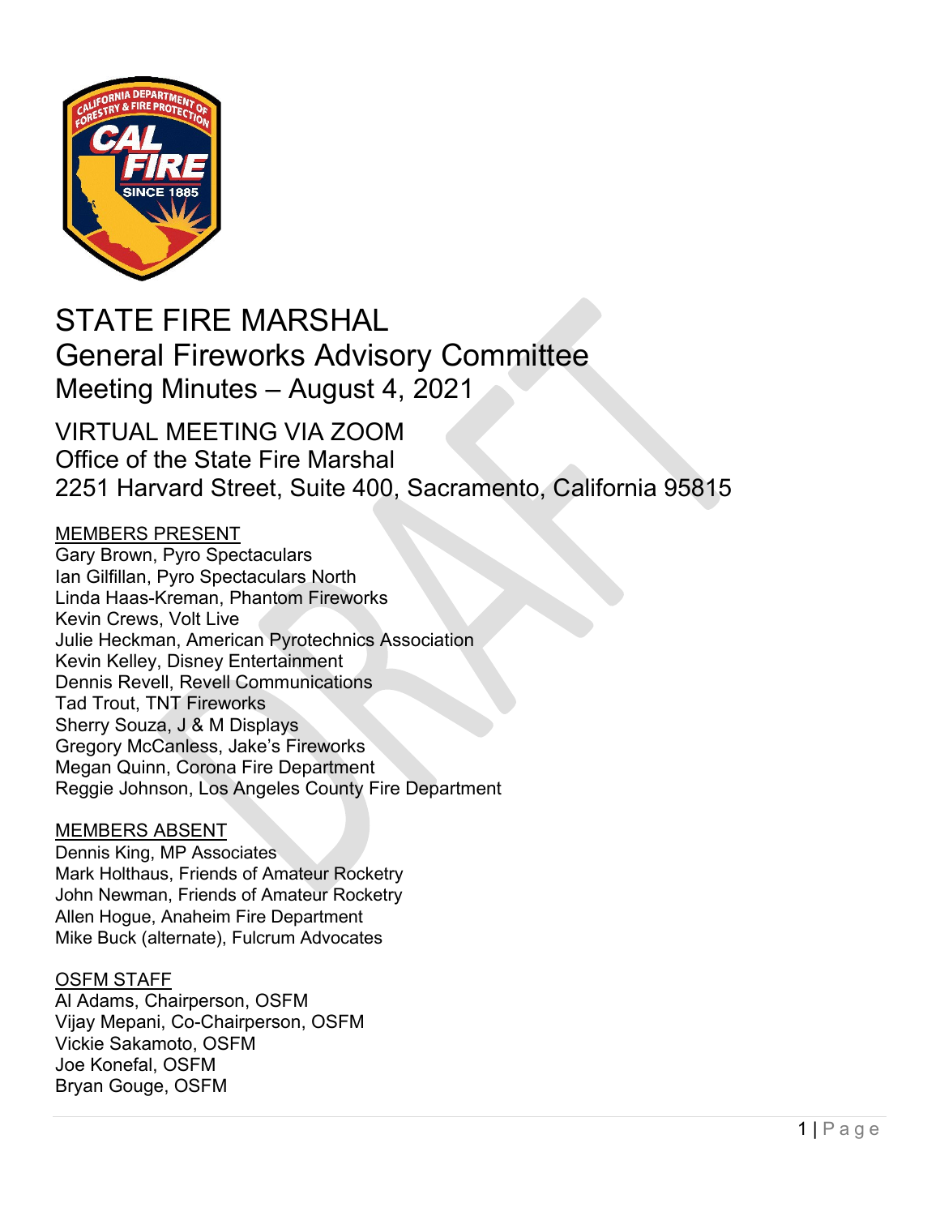# STATE FIRE MARSHAL

## General Fireworks Advisory Committee

### Meeting Minutes – August 4, 2021

## VIRTUAL MEETING VIA ZOOM

Office of the State Fire Marshal
2251 Harvard Street, Suite 400, Sacramento, California 95815

MEMBERS PRESENT

Gary Brown, Pyro Spectaculars
Ian Gilfillan, Pyro Spectaculars North
Linda Haas-Kreman, Phantom Fireworks
Kevin Crews, Volt Live
Julie Heckman, American Pyrotechnics Association
Kevin Kelley, Disney Entertainment
Dennis Revell, Revell Communications
Tad Trout, TNT Fireworks
Sherry Souza, J & M Displays
Gregory McCanless, Jake's Fireworks
Megan Quinn, Corona Fire Department
Reggie Johnson, Los Angeles County Fire Department

MEMBERS ABSENT

Dennis King, MP Associates
Mark Holthaus, Friends of Amateur Rocketry
John Newman, Friends of Amateur Rocketry
Allen Hogue, Anaheim Fire Department
Mike Buck (alternate), Fulcrum Advocates

OSFM STAFF

Al Adams, Chairperson, OSFM
Vijay Mepani, Co-Chairperson, OSFM
Vickie Sakamoto, OSFM
Joe Konefal, OSFM
Bryan Gouge, OSFM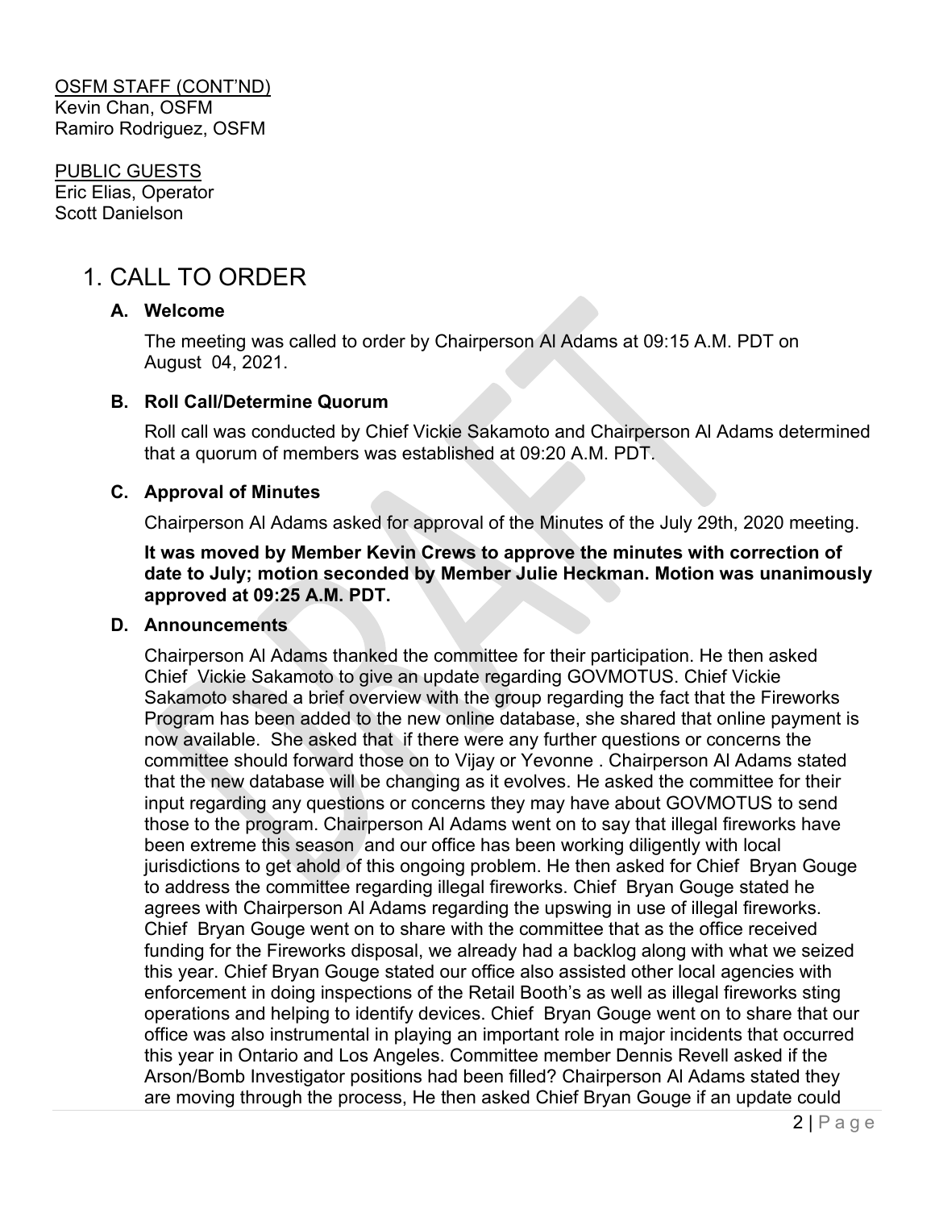OSFM STAFF (CONT'ND)
Kevin Chan, OSFM
Ramiro Rodriguez, OSFM

PUBLIC GUESTS
Eric Elias, Operator
Scott Danielson

# 1. CALL TO ORDER

### A. Welcome

The meeting was called to order by Chairperson Al Adams at 09:15 A.M. PDT on August 04, 2021.

### B. Roll Call/Determine Quorum

Roll call was conducted by Chief Vickie Sakamoto and Chairperson Al Adams determined that a quorum of members was established at 09:20 A.M. PDT.

### C. Approval of Minutes

Chairperson Al Adams asked for approval of the Minutes of the July 29th, 2020 meeting.

**It was moved by Member Kevin Crews to approve the minutes with correction of date to July; motion seconded by Member Julie Heckman. Motion was unanimously approved at 09:25 A.M. PDT.**

### D. Announcements

Chairperson Al Adams thanked the committee for their participation. He then asked Chief Vickie Sakamoto to give an update regarding GOVMOTUS. Chief Vickie Sakamoto shared a brief overview with the group regarding the fact that the Fireworks Program has been added to the new online database, she shared that online payment is now available. She asked that if there were any further questions or concerns the committee should forward those on to Vijay or Yevonne . Chairperson Al Adams stated that the new database will be changing as it evolves. He asked the committee for their input regarding any questions or concerns they may have about GOVMOTUS to send those to the program. Chairperson Al Adams went on to say that illegal fireworks have been extreme this season and our office has been working diligently with local jurisdictions to get ahold of this ongoing problem. He then asked for Chief Bryan Gouge to address the committee regarding illegal fireworks. Chief Bryan Gouge stated he agrees with Chairperson Al Adams regarding the upswing in use of illegal fireworks. Chief Bryan Gouge went on to share with the committee that as the office received funding for the Fireworks disposal, we already had a backlog along with what we seized this year. Chief Bryan Gouge stated our office also assisted other local agencies with enforcement in doing inspections of the Retail Booth's as well as illegal fireworks sting operations and helping to identify devices. Chief Bryan Gouge went on to share that our office was also instrumental in playing an important role in major incidents that occurred this year in Ontario and Los Angeles. Committee member Dennis Revell asked if the Arson/Bomb Investigator positions had been filled? Chairperson Al Adams stated they are moving through the process, He then asked Chief Bryan Gouge if an update could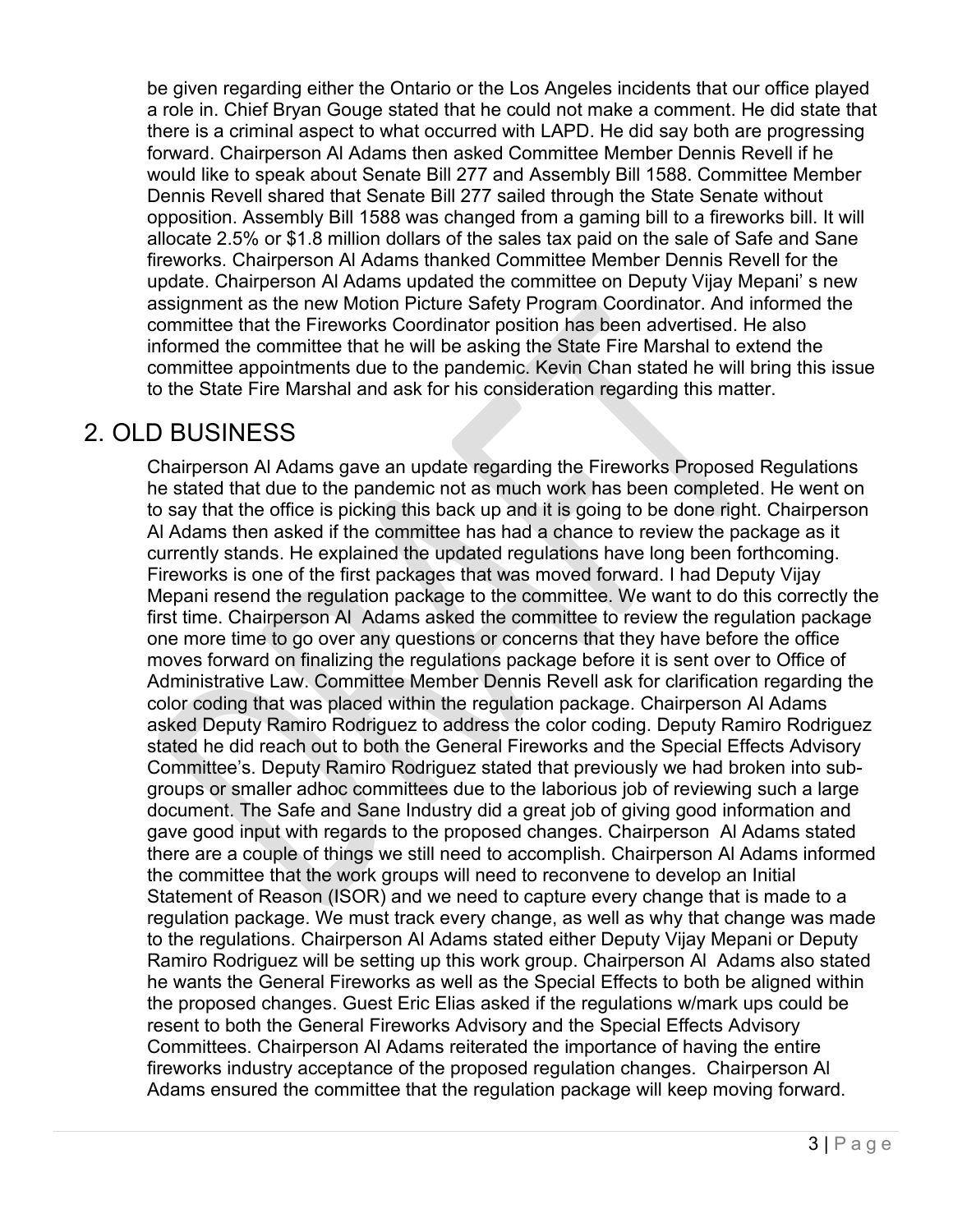be given regarding either the Ontario or the Los Angeles incidents that our office played a role in. Chief Bryan Gouge stated that he could not make a comment. He did state that there is a criminal aspect to what occurred with LAPD. He did say both are progressing forward. Chairperson Al Adams then asked Committee Member Dennis Revell if he would like to speak about Senate Bill 277 and Assembly Bill 1588. Committee Member Dennis Revell shared that Senate Bill 277 sailed through the State Senate without opposition. Assembly Bill 1588 was changed from a gaming bill to a fireworks bill. It will allocate 2.5% or $1.8 million dollars of the sales tax paid on the sale of Safe and Sane fireworks. Chairperson Al Adams thanked Committee Member Dennis Revell for the update. Chairperson Al Adams updated the committee on Deputy Vijay Mepani' s new assignment as the new Motion Picture Safety Program Coordinator. And informed the committee that the Fireworks Coordinator position has been advertised. He also informed the committee that he will be asking the State Fire Marshal to extend the committee appointments due to the pandemic. Kevin Chan stated he will bring this issue to the State Fire Marshal and ask for his consideration regarding this matter.

## 2. OLD BUSINESS

Chairperson Al Adams gave an update regarding the Fireworks Proposed Regulations he stated that due to the pandemic not as much work has been completed. He went on to say that the office is picking this back up and it is going to be done right. Chairperson Al Adams then asked if the committee has had a chance to review the package as it currently stands. He explained the updated regulations have long been forthcoming. Fireworks is one of the first packages that was moved forward. I had Deputy Vijay Mepani resend the regulation package to the committee. We want to do this correctly the first time. Chairperson Al Adams asked the committee to review the regulation package one more time to go over any questions or concerns that they have before the office moves forward on finalizing the regulations package before it is sent over to Office of Administrative Law. Committee Member Dennis Revell ask for clarification regarding the color coding that was placed within the regulation package. Chairperson Al Adams asked Deputy Ramiro Rodriguez to address the color coding. Deputy Ramiro Rodriguez stated he did reach out to both the General Fireworks and the Special Effects Advisory Committee's. Deputy Ramiro Rodriguez stated that previously we had broken into sub-groups or smaller adhoc committees due to the laborious job of reviewing such a large document. The Safe and Sane Industry did a great job of giving good information and gave good input with regards to the proposed changes. Chairperson Al Adams stated there are a couple of things we still need to accomplish. Chairperson Al Adams informed the committee that the work groups will need to reconvene to develop an Initial Statement of Reason (ISOR) and we need to capture every change that is made to a regulation package. We must track every change, as well as why that change was made to the regulations. Chairperson Al Adams stated either Deputy Vijay Mepani or Deputy Ramiro Rodriguez will be setting up this work group. Chairperson Al Adams also stated he wants the General Fireworks as well as the Special Effects to both be aligned within the proposed changes. Guest Eric Elias asked if the regulations w/mark ups could be resent to both the General Fireworks Advisory and the Special Effects Advisory Committees. Chairperson Al Adams reiterated the importance of having the entire fireworks industry acceptance of the proposed regulation changes. Chairperson Al Adams ensured the committee that the regulation package will keep moving forward.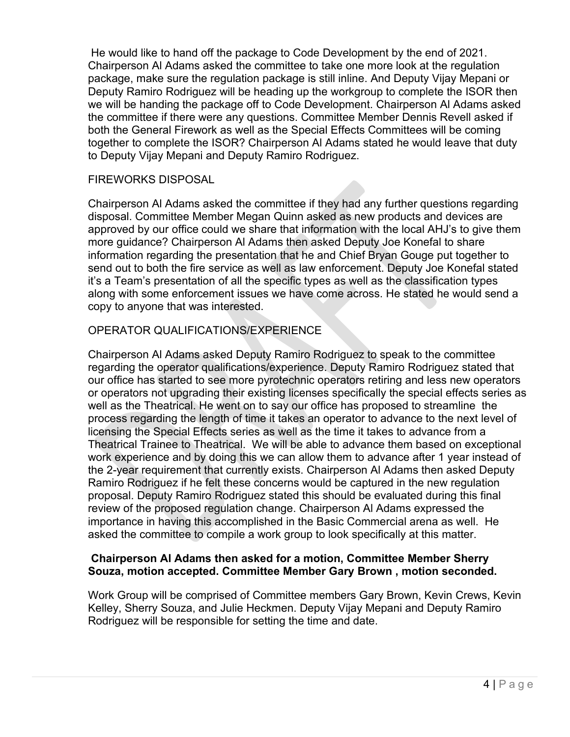He would like to hand off the package to Code Development by the end of 2021. Chairperson Al Adams asked the committee to take one more look at the regulation package, make sure the regulation package is still inline. And Deputy Vijay Mepani or Deputy Ramiro Rodriguez will be heading up the workgroup to complete the ISOR then we will be handing the package off to Code Development. Chairperson Al Adams asked the committee if there were any questions. Committee Member Dennis Revell asked if both the General Firework as well as the Special Effects Committees will be coming together to complete the ISOR? Chairperson Al Adams stated he would leave that duty to Deputy Vijay Mepani and Deputy Ramiro Rodriguez.

FIREWORKS DISPOSAL

Chairperson Al Adams asked the committee if they had any further questions regarding disposal. Committee Member Megan Quinn asked as new products and devices are approved by our office could we share that information with the local AHJ's to give them more guidance? Chairperson Al Adams then asked Deputy Joe Konefal to share information regarding the presentation that he and Chief Bryan Gouge put together to send out to both the fire service as well as law enforcement. Deputy Joe Konefal stated it's a Team's presentation of all the specific types as well as the classification types along with some enforcement issues we have come across. He stated he would send a copy to anyone that was interested.

OPERATOR QUALIFICATIONS/EXPERIENCE

Chairperson Al Adams asked Deputy Ramiro Rodriguez to speak to the committee regarding the operator qualifications/experience. Deputy Ramiro Rodriguez stated that our office has started to see more pyrotechnic operators retiring and less new operators or operators not upgrading their existing licenses specifically the special effects series as well as the Theatrical. He went on to say our office has proposed to streamline the process regarding the length of time it takes an operator to advance to the next level of licensing the Special Effects series as well as the time it takes to advance from a Theatrical Trainee to Theatrical. We will be able to advance them based on exceptional work experience and by doing this we can allow them to advance after 1 year instead of the 2-year requirement that currently exists. Chairperson Al Adams then asked Deputy Ramiro Rodriguez if he felt these concerns would be captured in the new regulation proposal. Deputy Ramiro Rodriguez stated this should be evaluated during this final review of the proposed regulation change. Chairperson Al Adams expressed the importance in having this accomplished in the Basic Commercial arena as well. He asked the committee to compile a work group to look specifically at this matter.

**Chairperson Al Adams then asked for a motion, Committee Member Sherry Souza, motion accepted. Committee Member Gary Brown , motion seconded.**

Work Group will be comprised of Committee members Gary Brown, Kevin Crews, Kevin Kelley, Sherry Souza, and Julie Heckmen. Deputy Vijay Mepani and Deputy Ramiro Rodriguez will be responsible for setting the time and date.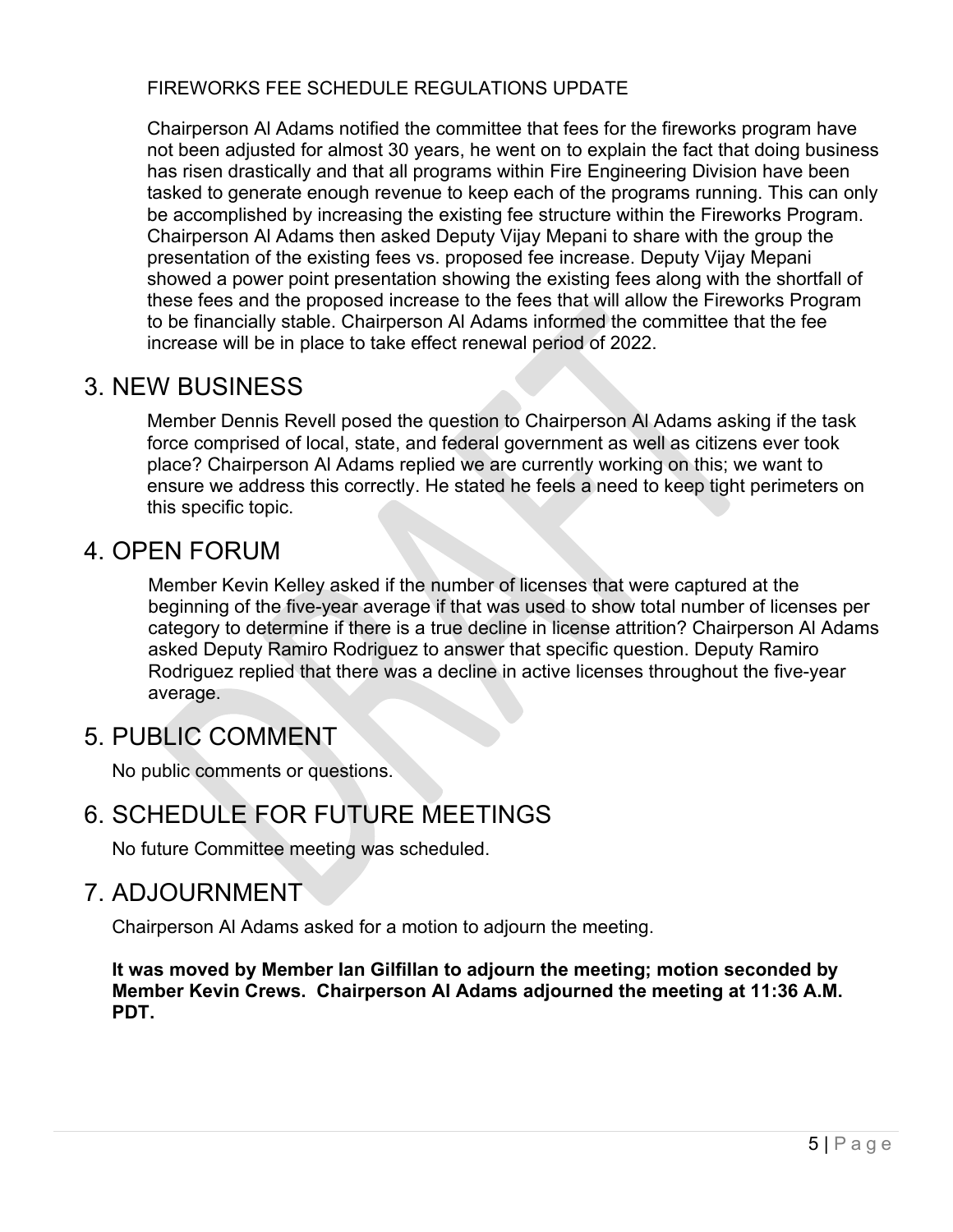FIREWORKS FEE SCHEDULE REGULATIONS UPDATE

Chairperson Al Adams notified the committee that fees for the fireworks program have not been adjusted for almost 30 years, he went on to explain the fact that doing business has risen drastically and that all programs within Fire Engineering Division have been tasked to generate enough revenue to keep each of the programs running. This can only be accomplished by increasing the existing fee structure within the Fireworks Program. Chairperson Al Adams then asked Deputy Vijay Mepani to share with the group the presentation of the existing fees vs. proposed fee increase. Deputy Vijay Mepani showed a power point presentation showing the existing fees along with the shortfall of these fees and the proposed increase to the fees that will allow the Fireworks Program to be financially stable. Chairperson Al Adams informed the committee that the fee increase will be in place to take effect renewal period of 2022.

## 3. NEW BUSINESS

Member Dennis Revell posed the question to Chairperson Al Adams asking if the task force comprised of local, state, and federal government as well as citizens ever took place? Chairperson Al Adams replied we are currently working on this; we want to ensure we address this correctly. He stated he feels a need to keep tight perimeters on this specific topic.

## 4. OPEN FORUM

Member Kevin Kelley asked if the number of licenses that were captured at the beginning of the five-year average if that was used to show total number of licenses per category to determine if there is a true decline in license attrition? Chairperson Al Adams asked Deputy Ramiro Rodriguez to answer that specific question. Deputy Ramiro Rodriguez replied that there was a decline in active licenses throughout the five-year average.

## 5. PUBLIC COMMENT

No public comments or questions.

## 6. SCHEDULE FOR FUTURE MEETINGS

No future Committee meeting was scheduled.

## 7. ADJOURNMENT

Chairperson Al Adams asked for a motion to adjourn the meeting.

**It was moved by Member Ian Gilfillan to adjourn the meeting; motion seconded by Member Kevin Crews. Chairperson Al Adams adjourned the meeting at 11:36 A.M. PDT.**